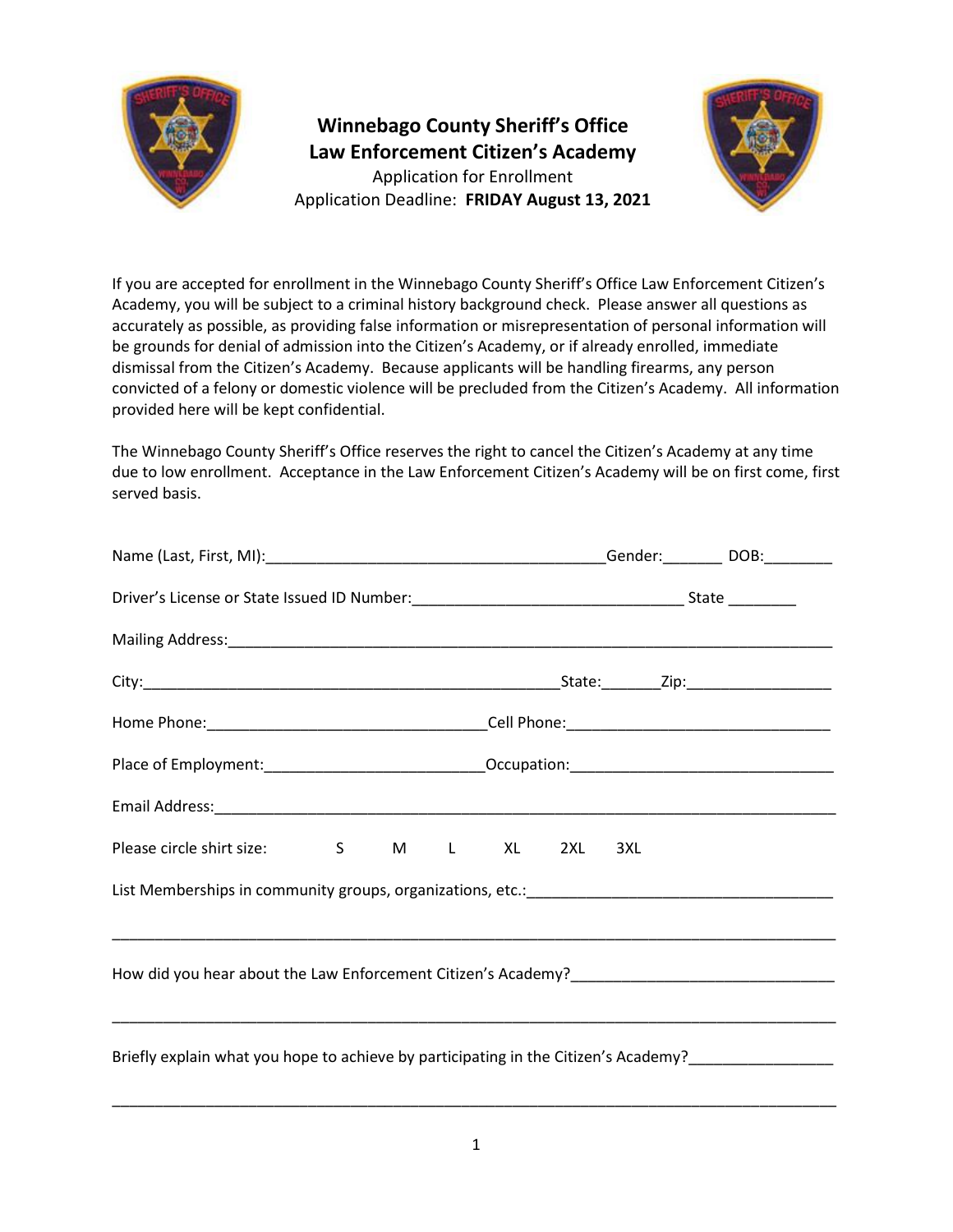# Winnebago County Sheriff's Office
## Law Enforcement Citizen's Academy

Application for Enrollment

Application Deadline: **FRIDAY August 13, 2021**

If you are accepted for enrollment in the Winnebago County Sheriff's Office Law Enforcement Citizen's Academy, you will be subject to a criminal history background check. Please answer all questions as accurately as possible, as providing false information or misrepresentation of personal information will be grounds for denial of admission into the Citizen's Academy, or if already enrolled, immediate dismissal from the Citizen's Academy. Because applicants will be handling firearms, any person convicted of a felony or domestic violence will be precluded from the Citizen's Academy. All information provided here will be kept confidential.

The Winnebago County Sheriff's Office reserves the right to cancel the Citizen's Academy at any time due to low enrollment. Acceptance in the Law Enforcement Citizen's Academy will be on first come, first served basis.

Name (Last, First, MI):________________________________________Gender:_______ DOB:________

Driver's License or State Issued ID Number:________________________________ State ________

Mailing Address:_________________________________________________________________________

City:__________________________________________________State:_______Zip:_________________

Home Phone:_________________________________Cell Phone:_______________________________

Place of Employment:_________________________Occupation:_______________________________

Email Address:___________________________________________________________________________

Please circle shirt size: S M L XL 2XL 3XL

List Memberships in community groups, organizations, etc.:____________________________________

_________________________________________________________________________________________

How did you hear about the Law Enforcement Citizen's Academy?_______________________________

_________________________________________________________________________________________

Briefly explain what you hope to achieve by participating in the Citizen's Academy?_________________

_________________________________________________________________________________________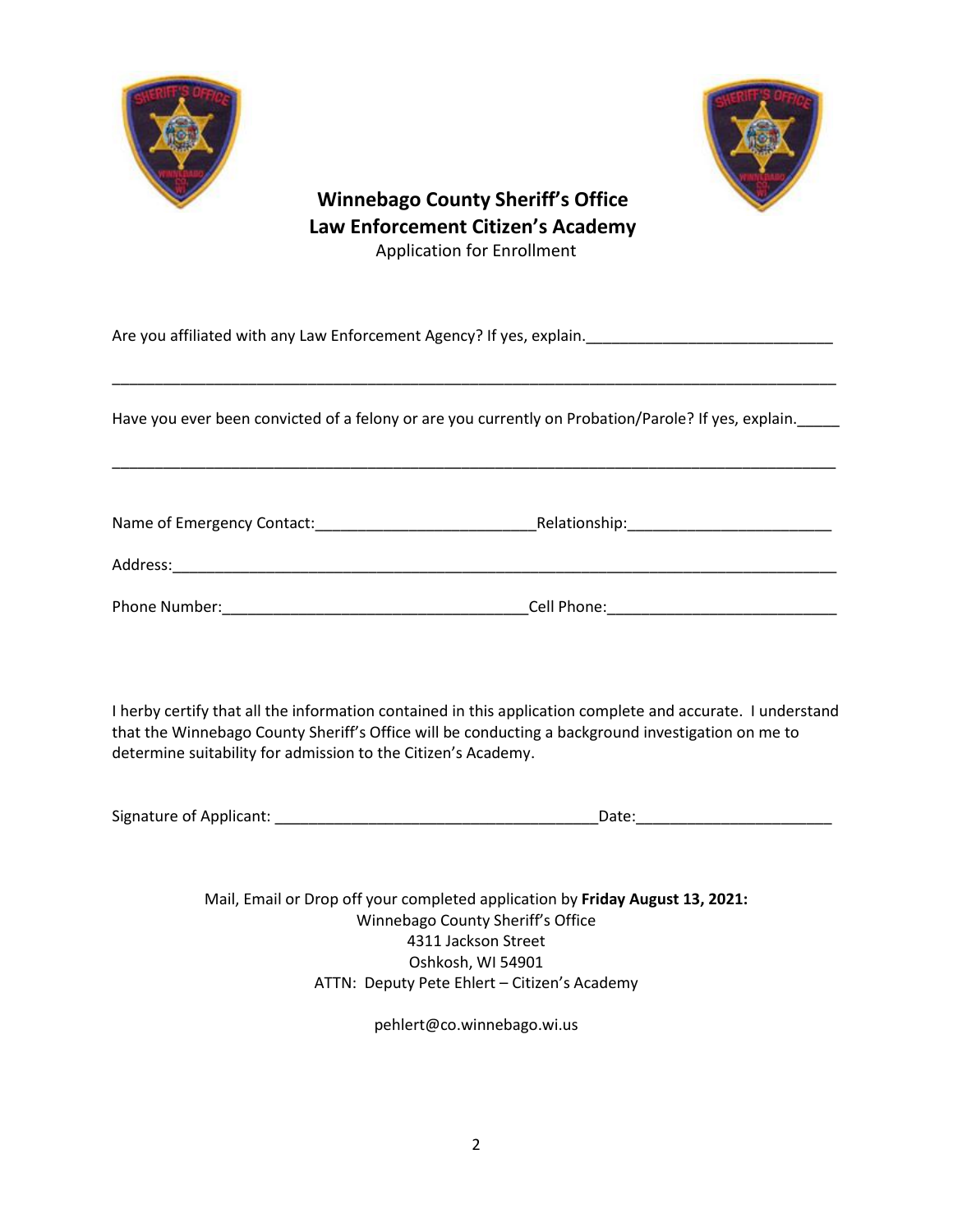**Winnebago County Sheriff's Office**
**Law Enforcement Citizen's Academy**
Application for Enrollment

Are you affiliated with any Law Enforcement Agency? If yes, explain.____________________________

___________________________________________________________________________________

Have you ever been convicted of a felony or are you currently on Probation/Parole? If yes, explain._____

___________________________________________________________________________________

Name of Emergency Contact:_________________________Relationship:_______________________

Address:____________________________________________________________________________

Phone Number:__________________________________Cell Phone:__________________________

I herby certify that all the information contained in this application complete and accurate. I understand that the Winnebago County Sheriff's Office will be conducting a background investigation on me to determine suitability for admission to the Citizen's Academy.

Signature of Applicant: ____________________________________Date:______________________

Mail, Email or Drop off your completed application by **Friday August 13, 2021:**
Winnebago County Sheriff's Office
4311 Jackson Street
Oshkosh, WI 54901
ATTN: Deputy Pete Ehlert – Citizen's Academy

pehlert@co.winnebago.wi.us